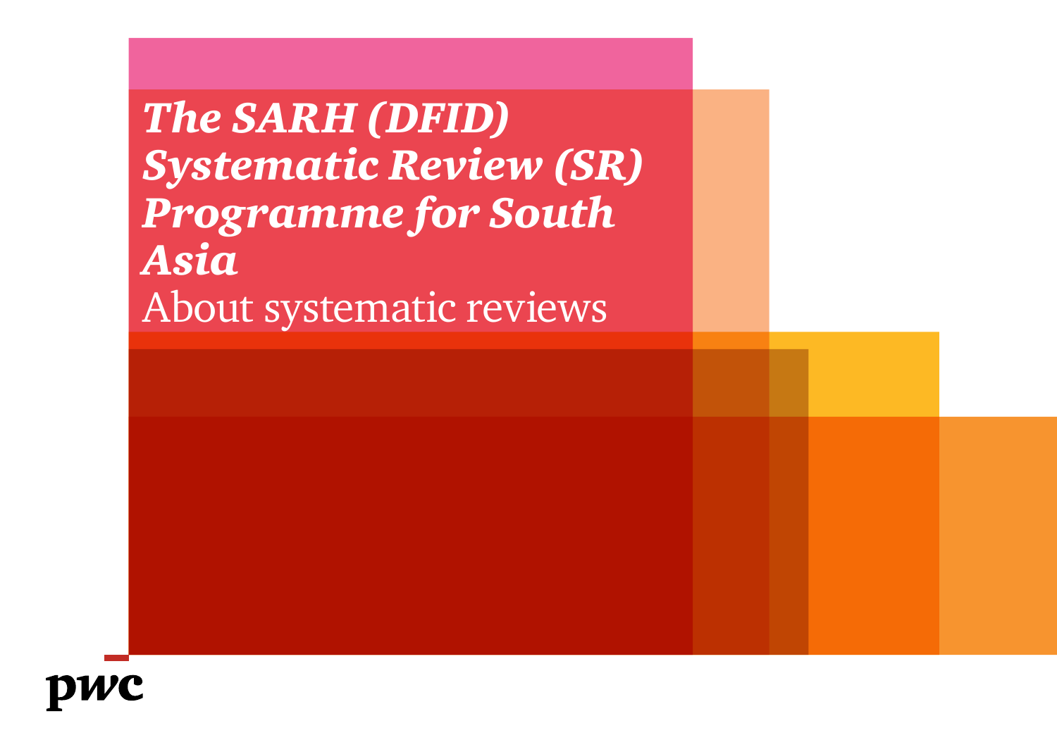# *The SARH (DFID) Systematic Review (SR) Programme for South Asia*

About systematic reviews

pwc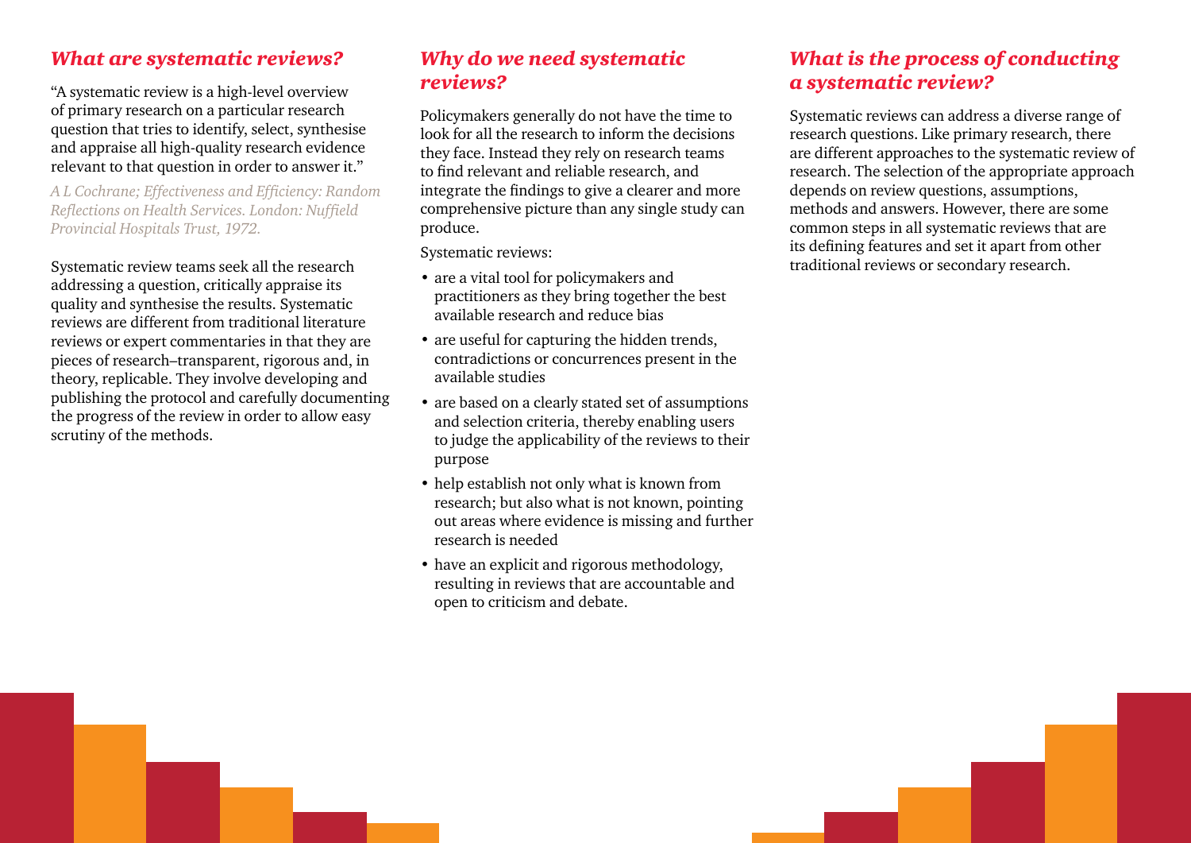## *What are systematic reviews?*

"A systematic review is a high-level overview of primary research on a particular research question that tries to identify, select, synthesise and appraise all high-quality research evidence relevant to that question in order to answer it."

*A L Cochrane; Effectiveness and Efficiency: Random Reflections on Health Services. London: Nuffield Provincial Hospitals Trust, 1972.*

Systematic review teams seek all the research addressing a question, critically appraise its quality and synthesise the results. Systematic reviews are different from traditional literature reviews or expert commentaries in that they are pieces of research–transparent, rigorous and, in theory, replicable. They involve developing and publishing the protocol and carefully documenting the progress of the review in order to allow easy scrutiny of the methods.

## *Why do we need systematic reviews?*

Policymakers generally do not have the time to look for all the research to inform the decisions they face. Instead they rely on research teams to find relevant and reliable research, and integrate the findings to give a clearer and more comprehensive picture than any single study can produce.

Systematic reviews:

- are a vital tool for policymakers and practitioners as they bring together the best available research and reduce bias
- are useful for capturing the hidden trends, contradictions or concurrences present in the available studies
- are based on a clearly stated set of assumptions and selection criteria, thereby enabling users to judge the applicability of the reviews to their purpose
- help establish not only what is known from research; but also what is not known, pointing out areas where evidence is missing and further research is needed
- have an explicit and rigorous methodology, resulting in reviews that are accountable and open to criticism and debate.

## *What is the process of conducting a systematic review?*

Systematic reviews can address a diverse range of research questions. Like primary research, there are different approaches to the systematic review of research. The selection of the appropriate approach depends on review questions, assumptions, methods and answers. However, there are some common steps in all systematic reviews that are its defining features and set it apart from other traditional reviews or secondary research.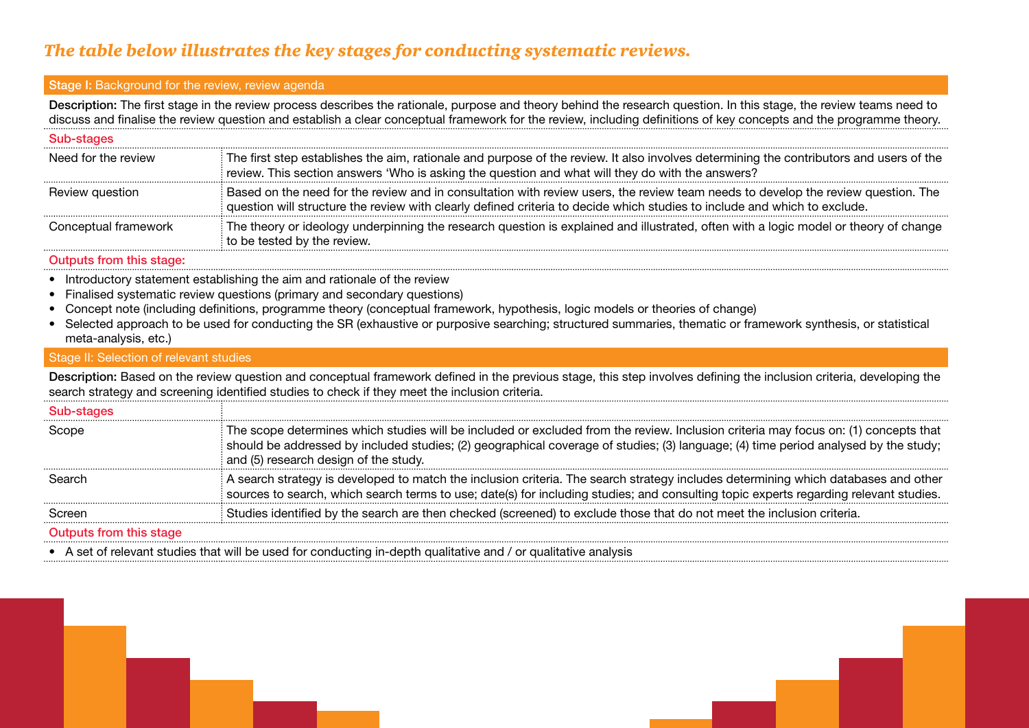*The table below illustrates the key stages for conducting systematic reviews.*

## Stage I: Background for the review, review agenda

**Description:** The first stage in the review process describes the rationale, purpose and theory behind the research question. In this stage, the review teams need to discuss and finalise the review question and establish a clear conceptual framework for the review, including definitions of key concepts and the programme theory.

| Sub-stages | |
|---|---|
| Need for the review | The first step establishes the aim, rationale and purpose of the review. It also involves determining the contributors and users of the review. This section answers 'Who is asking the question and what will they do with the answers? |
| Review question | Based on the need for the review and in consultation with review users, the review team needs to develop the review question. The question will structure the review with clearly defined criteria to decide which studies to include and which to exclude. |
| Conceptual framework | The theory or ideology underpinning the research question is explained and illustrated, often with a logic model or theory of change to be tested by the review. |

**Outputs from this stage:**

- Introductory statement establishing the aim and rationale of the review
- Finalised systematic review questions (primary and secondary questions)
- Concept note (including definitions, programme theory (conceptual framework, hypothesis, logic models or theories of change)
- Selected approach to be used for conducting the SR (exhaustive or purposive searching; structured summaries, thematic or framework synthesis, or statistical meta-analysis, etc.)

## Stage II: Selection of relevant studies

**Description:** Based on the review question and conceptual framework defined in the previous stage, this step involves defining the inclusion criteria, developing the search strategy and screening identified studies to check if they meet the inclusion criteria.

| Sub-stages | |
|---|---|
| Scope | The scope determines which studies will be included or excluded from the review. Inclusion criteria may focus on: (1) concepts that should be addressed by included studies; (2) geographical coverage of studies; (3) language; (4) time period analysed by the study; and (5) research design of the study. |
| Search | A search strategy is developed to match the inclusion criteria. The search strategy includes determining which databases and other sources to search, which search terms to use; date(s) for including studies; and consulting topic experts regarding relevant studies. |
| Screen | Studies identified by the search are then checked (screened) to exclude those that do not meet the inclusion criteria. |

**Outputs from this stage**

- A set of relevant studies that will be used for conducting in-depth qualitative and / or qualitative analysis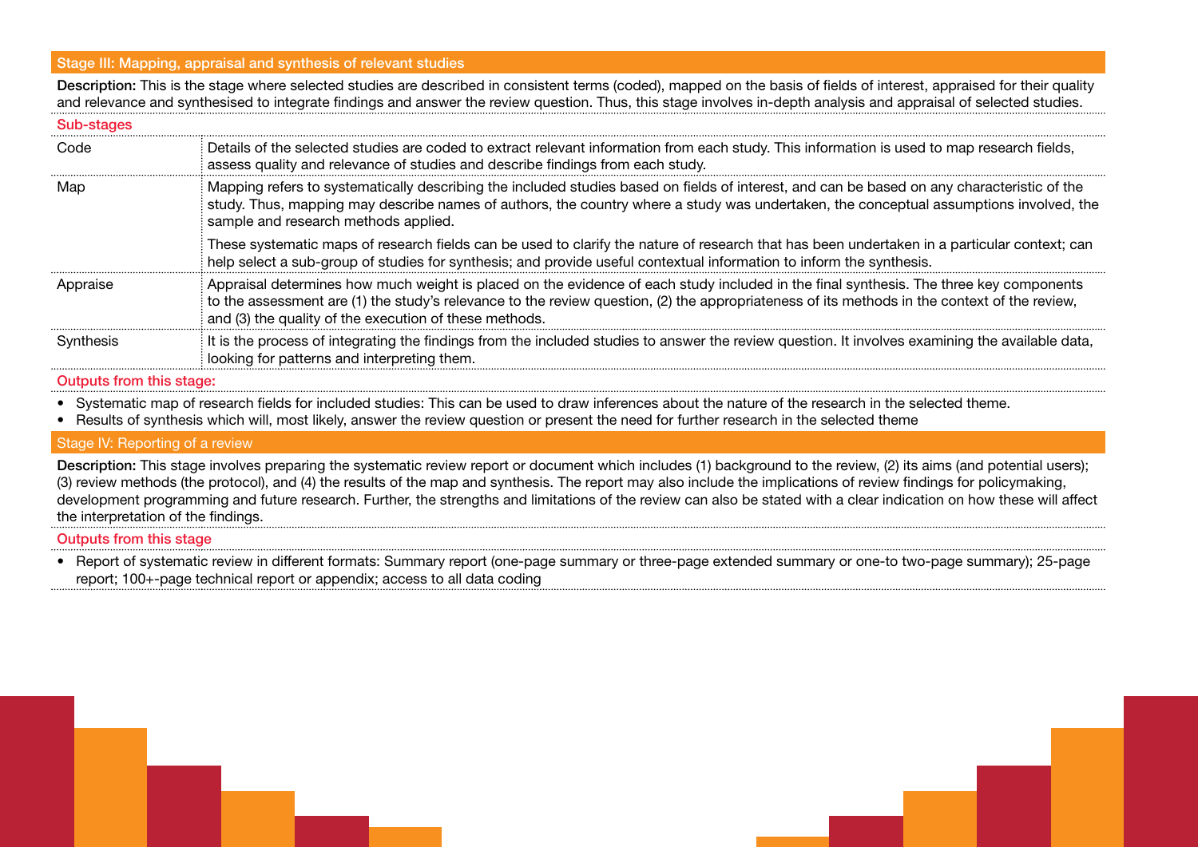## Stage III: Mapping, appraisal and synthesis of relevant studies

**Description:** This is the stage where selected studies are described in consistent terms (coded), mapped on the basis of fields of interest, appraised for their quality and relevance and synthesised to integrate findings and answer the review question. Thus, this stage involves in-depth analysis and appraisal of selected studies.

### Sub-stages

| Sub-stage | Description |
| --- | --- |
| Code | Details of the selected studies are coded to extract relevant information from each study. This information is used to map research fields, assess quality and relevance of studies and describe findings from each study. |
| Map | Mapping refers to systematically describing the included studies based on fields of interest, and can be based on any characteristic of the study. Thus, mapping may describe names of authors, the country where a study was undertaken, the conceptual assumptions involved, the sample and research methods applied. These systematic maps of research fields can be used to clarify the nature of research that has been undertaken in a particular context; can help select a sub-group of studies for synthesis; and provide useful contextual information to inform the synthesis. |
| Appraise | Appraisal determines how much weight is placed on the evidence of each study included in the final synthesis. The three key components to the assessment are (1) the study's relevance to the review question, (2) the appropriateness of its methods in the context of the review, and (3) the quality of the execution of these methods. |
| Synthesis | It is the process of integrating the findings from the included studies to answer the review question. It involves examining the available data, looking for patterns and interpreting them. |

### Outputs from this stage:

- Systematic map of research fields for included studies: This can be used to draw inferences about the nature of the research in the selected theme.
- Results of synthesis which will, most likely, answer the review question or present the need for further research in the selected theme

## Stage IV: Reporting of a review

**Description:** This stage involves preparing the systematic review report or document which includes (1) background to the review, (2) its aims (and potential users); (3) review methods (the protocol), and (4) the results of the map and synthesis. The report may also include the implications of review findings for policymaking, development programming and future research. Further, the strengths and limitations of the review can also be stated with a clear indication on how these will affect the interpretation of the findings.

### Outputs from this stage

- Report of systematic review in different formats: Summary report (one-page summary or three-page extended summary or one-to two-page summary); 25-page report; 100+-page technical report or appendix; access to all data coding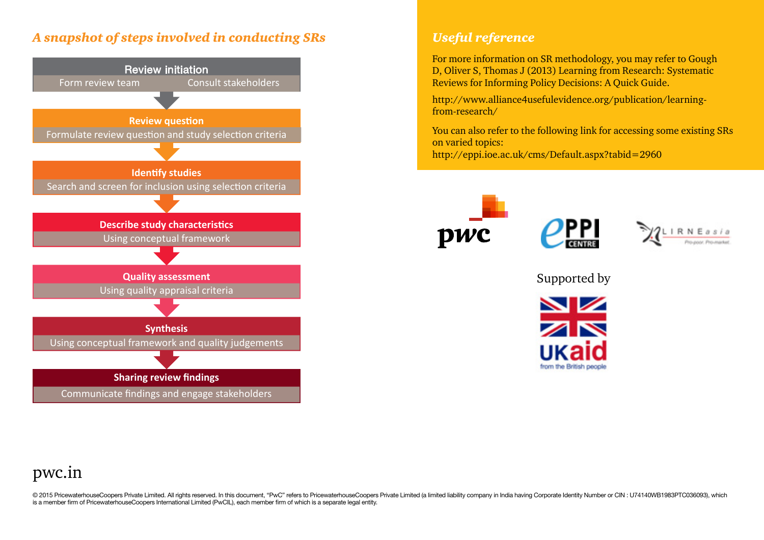## *A snapshot of steps involved in conducting SRs*

**Review initiation**
Form review team | Consult stakeholders

**Review question**
Formulate review question and study selection criteria

**Identify studies**
Search and screen for inclusion using selection criteria

**Describe study characteristics**
Using conceptual framework

**Quality assessment**
Using quality appraisal criteria

**Synthesis**
Using conceptual framework and quality judgements

**Sharing review findings**
Communicate findings and engage stakeholders

## *Useful reference*

For more information on SR methodology, you may refer to Gough D, Oliver S, Thomas J (2013) Learning from Research: Systematic Reviews for Informing Policy Decisions: A Quick Guide.

http://www.alliance4usefulevidence.org/publication/learning-from-research/

You can also refer to the following link for accessing some existing SRs on varied topics:
http://eppi.ioe.ac.uk/cms/Default.aspx?tabid=2960

pwc

EPPI CENTRE

LIRNEasia
Pro-poor. Pro-market.

Supported by

UKaid
from the British people

pwc.in

© 2015 PricewaterhouseCoopers Private Limited. All rights reserved. In this document, "PwC" refers to PricewaterhouseCoopers Private Limited (a limited liability company in India having Corporate Identity Number or CIN : U74140WB1983PTC036093), which is a member firm of PricewaterhouseCoopers International Limited (PwCIL), each member firm of which is a separate legal entity.